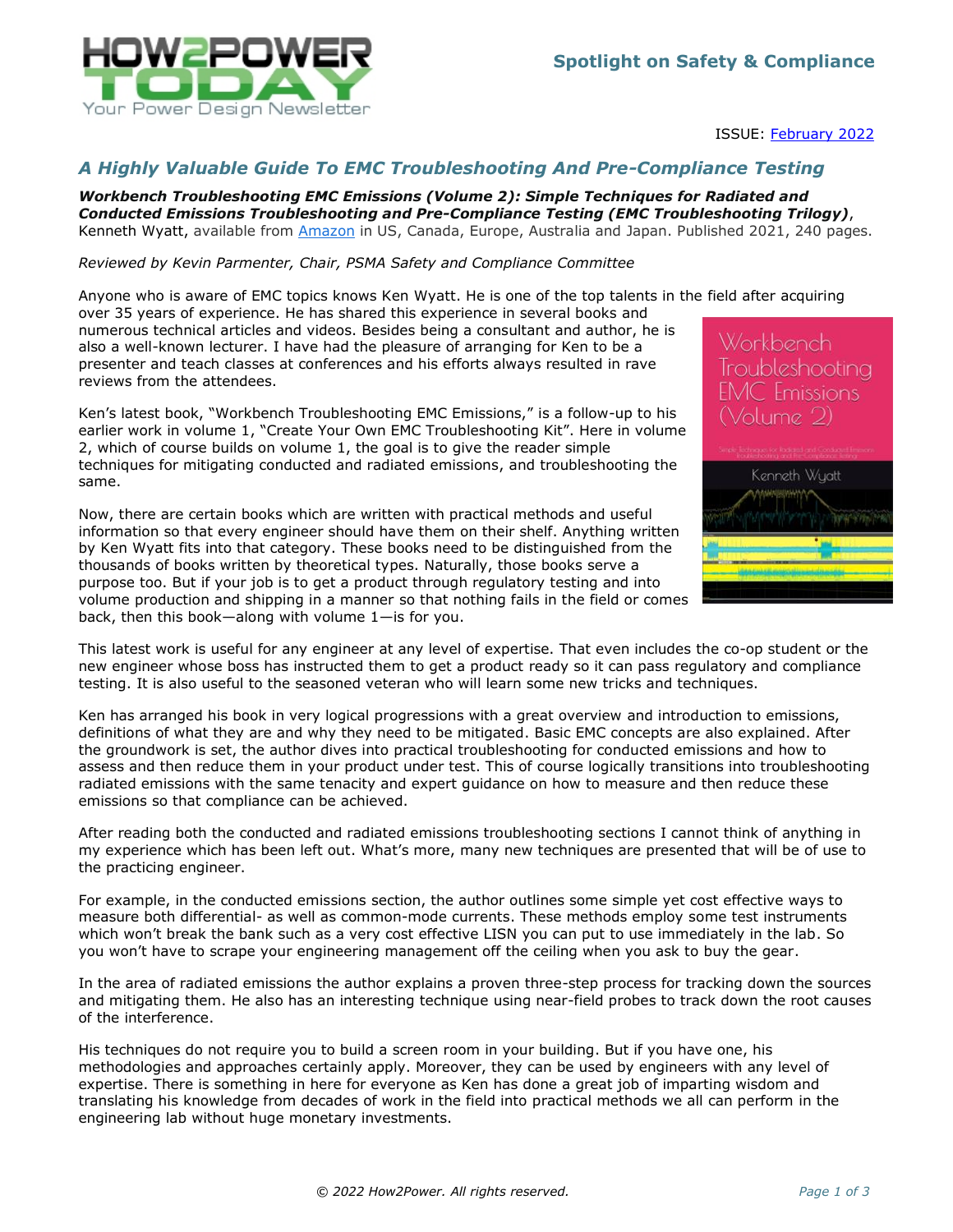**Spotlight on Safety & Compliance**

ISSUE: February 2022

## *A Highly Valuable Guide To EMC Troubleshooting And Pre-Compliance Testing*

***Workbench Troubleshooting EMC Emissions (Volume 2): Simple Techniques for Radiated and Conducted Emissions Troubleshooting and Pre-Compliance Testing (EMC Troubleshooting Trilogy)***, Kenneth Wyatt, available from Amazon in US, Canada, Europe, Australia and Japan. Published 2021, 240 pages.

*Reviewed by Kevin Parmenter, Chair, PSMA Safety and Compliance Committee*

Anyone who is aware of EMC topics knows Ken Wyatt. He is one of the top talents in the field after acquiring over 35 years of experience. He has shared this experience in several books and numerous technical articles and videos. Besides being a consultant and author, he is also a well-known lecturer. I have had the pleasure of arranging for Ken to be a presenter and teach classes at conferences and his efforts always resulted in rave reviews from the attendees.

Ken's latest book, "Workbench Troubleshooting EMC Emissions," is a follow-up to his earlier work in volume 1, "Create Your Own EMC Troubleshooting Kit". Here in volume 2, which of course builds on volume 1, the goal is to give the reader simple techniques for mitigating conducted and radiated emissions, and troubleshooting the same.

Now, there are certain books which are written with practical methods and useful information so that every engineer should have them on their shelf. Anything written by Ken Wyatt fits into that category. These books need to be distinguished from the thousands of books written by theoretical types. Naturally, those books serve a purpose too. But if your job is to get a product through regulatory testing and into volume production and shipping in a manner so that nothing fails in the field or comes back, then this book—along with volume 1—is for you.

This latest work is useful for any engineer at any level of expertise. That even includes the co-op student or the new engineer whose boss has instructed them to get a product ready so it can pass regulatory and compliance testing. It is also useful to the seasoned veteran who will learn some new tricks and techniques.

Ken has arranged his book in very logical progressions with a great overview and introduction to emissions, definitions of what they are and why they need to be mitigated. Basic EMC concepts are also explained. After the groundwork is set, the author dives into practical troubleshooting for conducted emissions and how to assess and then reduce them in your product under test. This of course logically transitions into troubleshooting radiated emissions with the same tenacity and expert guidance on how to measure and then reduce these emissions so that compliance can be achieved.

After reading both the conducted and radiated emissions troubleshooting sections I cannot think of anything in my experience which has been left out. What's more, many new techniques are presented that will be of use to the practicing engineer.

For example, in the conducted emissions section, the author outlines some simple yet cost effective ways to measure both differential- as well as common-mode currents. These methods employ some test instruments which won't break the bank such as a very cost effective LISN you can put to use immediately in the lab. So you won't have to scrape your engineering management off the ceiling when you ask to buy the gear.

In the area of radiated emissions the author explains a proven three-step process for tracking down the sources and mitigating them. He also has an interesting technique using near-field probes to track down the root causes of the interference.

His techniques do not require you to build a screen room in your building. But if you have one, his methodologies and approaches certainly apply. Moreover, they can be used by engineers with any level of expertise. There is something in here for everyone as Ken has done a great job of imparting wisdom and translating his knowledge from decades of work in the field into practical methods we all can perform in the engineering lab without huge monetary investments.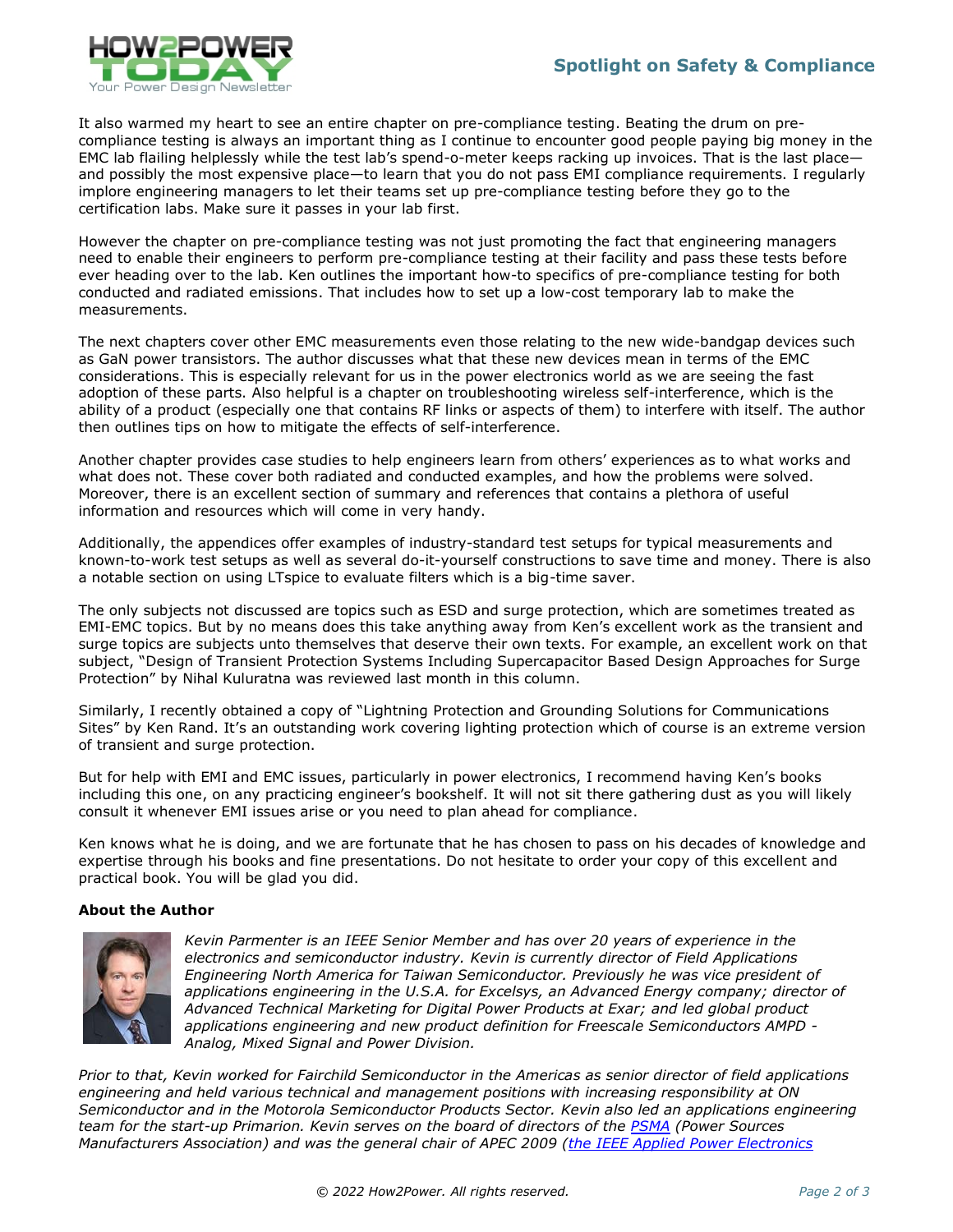It also warmed my heart to see an entire chapter on pre-compliance testing. Beating the drum on pre-compliance testing is always an important thing as I continue to encounter good people paying big money in the EMC lab flailing helplessly while the test lab's spend-o-meter keeps racking up invoices. That is the last place—and possibly the most expensive place—to learn that you do not pass EMI compliance requirements. I regularly implore engineering managers to let their teams set up pre-compliance testing before they go to the certification labs. Make sure it passes in your lab first.

However the chapter on pre-compliance testing was not just promoting the fact that engineering managers need to enable their engineers to perform pre-compliance testing at their facility and pass these tests before ever heading over to the lab. Ken outlines the important how-to specifics of pre-compliance testing for both conducted and radiated emissions. That includes how to set up a low-cost temporary lab to make the measurements.

The next chapters cover other EMC measurements even those relating to the new wide-bandgap devices such as GaN power transistors. The author discusses what that these new devices mean in terms of the EMC considerations. This is especially relevant for us in the power electronics world as we are seeing the fast adoption of these parts. Also helpful is a chapter on troubleshooting wireless self-interference, which is the ability of a product (especially one that contains RF links or aspects of them) to interfere with itself. The author then outlines tips on how to mitigate the effects of self-interference.

Another chapter provides case studies to help engineers learn from others' experiences as to what works and what does not. These cover both radiated and conducted examples, and how the problems were solved. Moreover, there is an excellent section of summary and references that contains a plethora of useful information and resources which will come in very handy.

Additionally, the appendices offer examples of industry-standard test setups for typical measurements and known-to-work test setups as well as several do-it-yourself constructions to save time and money. There is also a notable section on using LTspice to evaluate filters which is a big-time saver.

The only subjects not discussed are topics such as ESD and surge protection, which are sometimes treated as EMI-EMC topics. But by no means does this take anything away from Ken's excellent work as the transient and surge topics are subjects unto themselves that deserve their own texts. For example, an excellent work on that subject, "Design of Transient Protection Systems Including Supercapacitor Based Design Approaches for Surge Protection" by Nihal Kuluratna was reviewed last month in this column.

Similarly, I recently obtained a copy of "Lightning Protection and Grounding Solutions for Communications Sites" by Ken Rand. It's an outstanding work covering lighting protection which of course is an extreme version of transient and surge protection.

But for help with EMI and EMC issues, particularly in power electronics, I recommend having Ken's books including this one, on any practicing engineer's bookshelf. It will not sit there gathering dust as you will likely consult it whenever EMI issues arise or you need to plan ahead for compliance.

Ken knows what he is doing, and we are fortunate that he has chosen to pass on his decades of knowledge and expertise through his books and fine presentations. Do not hesitate to order your copy of this excellent and practical book. You will be glad you did.

**About the Author**

*Kevin Parmenter is an IEEE Senior Member and has over 20 years of experience in the electronics and semiconductor industry. Kevin is currently director of Field Applications Engineering North America for Taiwan Semiconductor. Previously he was vice president of applications engineering in the U.S.A. for Excelsys, an Advanced Energy company; director of Advanced Technical Marketing for Digital Power Products at Exar; and led global product applications engineering and new product definition for Freescale Semiconductors AMPD - Analog, Mixed Signal and Power Division.*

*Prior to that, Kevin worked for Fairchild Semiconductor in the Americas as senior director of field applications engineering and held various technical and management positions with increasing responsibility at ON Semiconductor and in the Motorola Semiconductor Products Sector. Kevin also led an applications engineering team for the start-up Primarion. Kevin serves on the board of directors of the [PSMA](PSMA) (Power Sources Manufacturers Association) and was the general chair of APEC 2009 ([the IEEE Applied Power Electronics](the IEEE Applied Power Electronics)*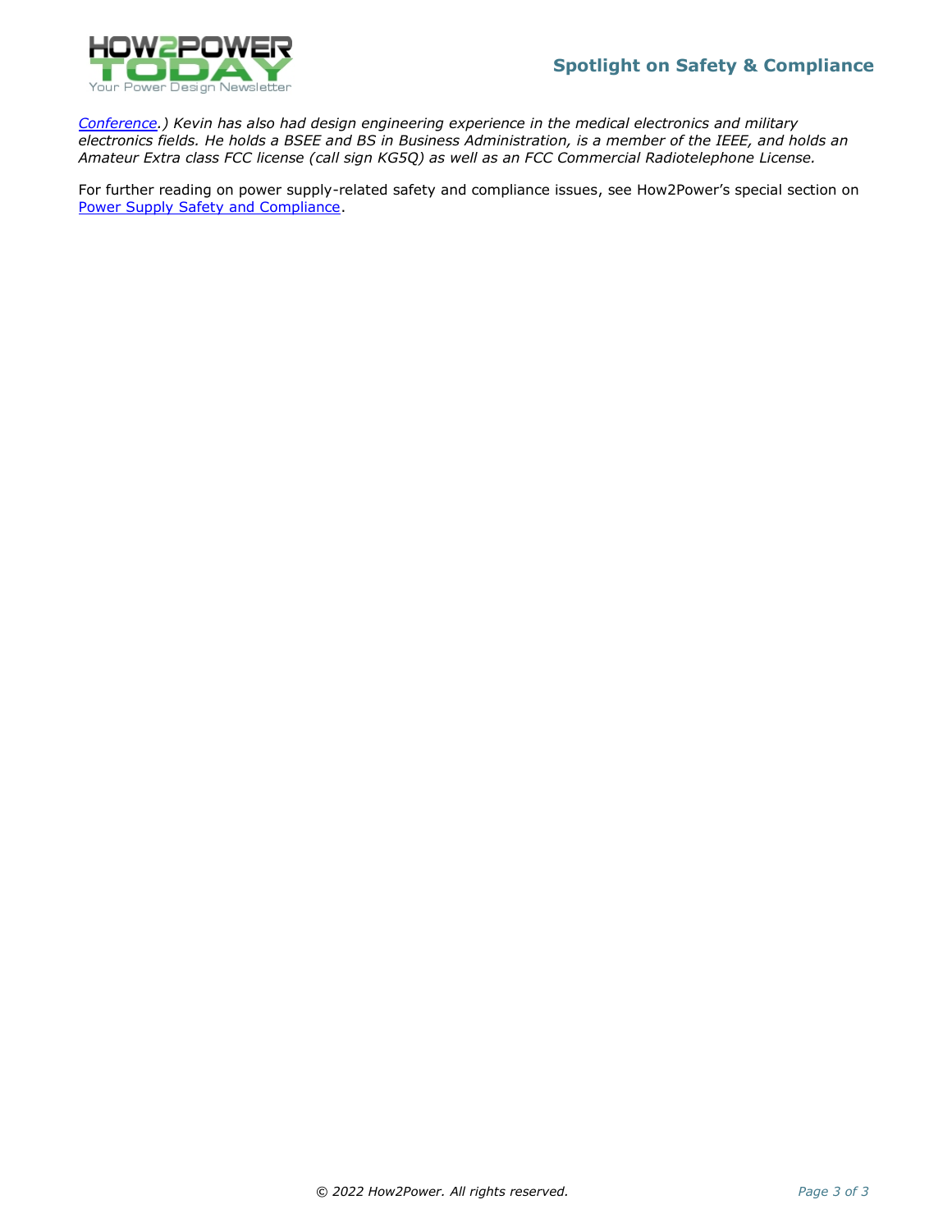*Conference.) Kevin has also had design engineering experience in the medical electronics and military electronics fields. He holds a BSEE and BS in Business Administration, is a member of the IEEE, and holds an Amateur Extra class FCC license (call sign KG5Q) as well as an FCC Commercial Radiotelephone License.*

For further reading on power supply-related safety and compliance issues, see How2Power's special section on Power Supply Safety and Compliance.